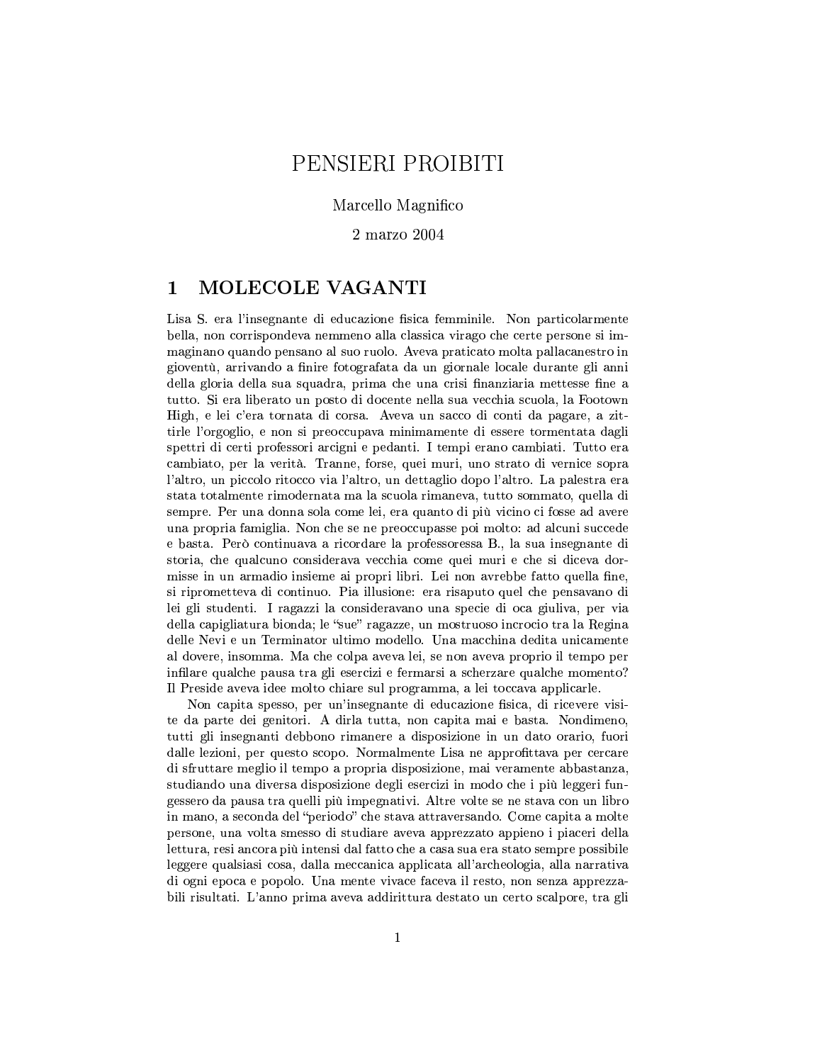# PENSIERI PROIBITI

Marcello Magnifico

2 marzo 2004

## 1 MOLECOLE VAGANTI

Lisa S. era l'insegnante di educazione fisica femminile. Non particolarmente bella, non corrispondeva nemmeno alla classica virago che certe persone si immaginano quando pensano al suo ruolo. Aveva praticato molta pallacanestro in gioventù, arrivando a finire fotografata da un giornale locale durante gli anni della gloria della sua squadra, prima che una crisi finanziaria mettesse fine a tutto. Si era liberato un posto di docente nella sua vecchia scuola, la Footown High, e lei c'era tornata di corsa. Aveva un sacco di conti da pagare, a zittirle l'orgoglio, e non si preoccupava minimamente di essere tormentata dagli spettri di certi professori arcigni e pedanti. I tempi erano cambiati. Tutto era cambiato, per la verità. Tranne, forse, quei muri, uno strato di vernice sopra l'altro, un piccolo ritocco via l'altro, un dettaglio dopo l'altro. La palestra era stata totalmente rimodernata ma la scuola rimaneva, tutto sommato, quella di sempre. Per una donna sola come lei, era quanto di più vicino ci fosse ad avere una propria famiglia. Non che se ne preoccupasse poi molto: ad alcuni succede e basta. Però continuava a ricordare la professoressa B., la sua insegnante di storia, che qualcuno considerava vecchia come quei muri e che si diceva dormisse in un armadio insieme ai propri libri. Lei non avrebbe fatto quella fine, si ripromettева di continuo. Pia illusione: era risaputo quel che pensavano di lei gli studenti. I ragazzi la consideravano una specie di oca giuliva, per via della capigliatura bionda; le "sue" ragazze, un mostruoso incrocio tra la Regina delle Nevi e un Terminator ultimo modello. Una macchina dedita unicamente al dovere, insomma. Ma che colpa aveva lei, se non aveva proprio il tempo per infilare qualche pausa tra gli esercizi e fermarsi a scherzare qualche momento? Il Preside aveva idee molto chiare sul programma, a lei toccava applicarle.

Non capita spesso, per un'insegnante di educazione fisica, di ricevere visite da parte dei genitori. A dirla tutta, non capita mai e basta. Nondimeno, tutti gli insegnanti debbono rimanere a disposizione in un dato orario, fuori dalle lezioni, per questo scopo. Normalmente Lisa ne approfittava per cercare di sfruttare meglio il tempo a propria disposizione, mai veramente abbastanza, studiando una diversa disposizione degli esercizi in modo che i più leggeri fungessero da pausa tra quelli più impegnativi. Altre volte se ne stava con un libro in mano, a seconda del "periodo" che stava attraversando. Come capita a molte persone, una volta smesso di studiare aveva apprezzato appieno i piaceri della lettura, resi ancora più intensi dal fatto che a casa sua era stato sempre possibile leggere qualsiasi cosa, dalla meccanica applicata all'archeologia, alla narrativa di ogni epoca e popolo. Una mente vivace faceva il resto, non senza apprezzabili risultati. L'anno prima aveva addirittura destato un certo scalpore, tra gli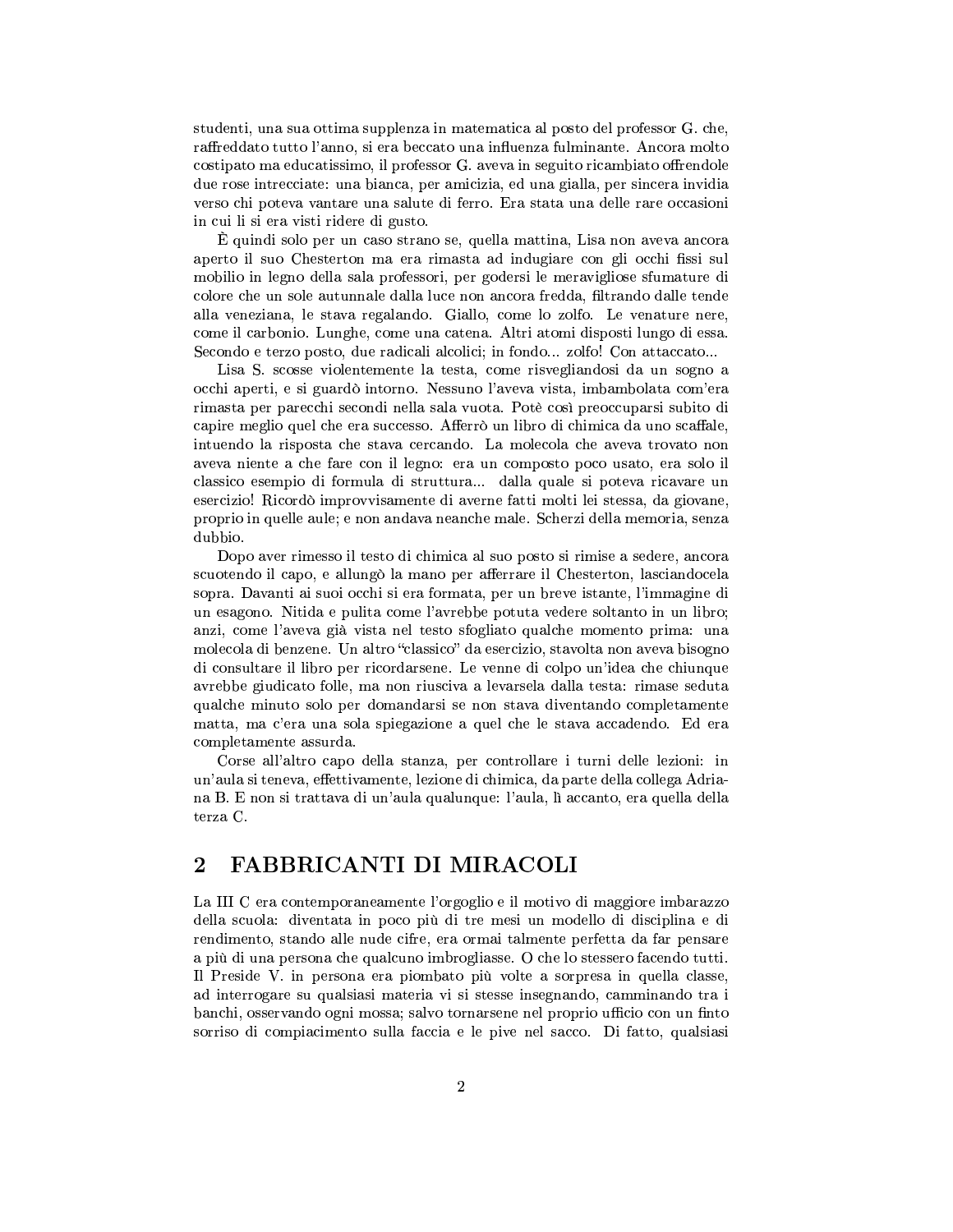studenti, una sua ottima supplenza in matematica al posto del professor G. che, raffreddato tutto l'anno, si era beccato una influenza fulminante. Ancora molto costipato ma educatissimo, il professor G. aveva in seguito ricambiato offrendole due rose intrecciate: una bianca, per amicizia, ed una gialla, per sincera invidia verso chi poteva vantare una salute di ferro. Era stata una delle rare occasioni in cui li si era visti ridere di gusto.

È quindi solo per un caso strano se, quella mattina, Lisa non aveva ancora aperto il suo Chesterton ma era rimasta ad indugiare con gli occhi fissi sul mobilio in legno della sala professori, per godersi le meravigliose sfumature di colore che un sole autunnale dalla luce non ancora fredda, filtrando dalle tende alla veneziana, le stava regalando. Giallo, come lo zolfo. Le venature nere, come il carbonio. Lunghe, come una catena. Altri atomi disposti lungo di essa. Secondo e terzo posto, due radicali alcolici; in fondo... zolfo! Con attaccato...

Lisa S. scosse violentemente la testa, come risvegliandosi da un sogno a occhi aperti, e si guardò intorno. Nessuno l'aveva vista, imbambolata com'era rimasta per parecchi secondi nella sala vuota. Potè così preoccuparsi subito di capire meglio quel che era successo. Afferrò un libro di chimica da uno scaffale, intuendo la risposta che stava cercando. La molecola che aveva trovato non aveva niente a che fare con il legno: era un composto poco usato, era solo il classico esempio di formula di struttura... dalla quale si poteva ricavare un esercizio! Ricordò improvvisamente di averne fatti molti lei stessa, da giovane, proprio in quelle aule; e non andava neanche male. Scherzi della memoria, senza dubbio.

Dopo aver rimesso il testo di chimica al suo posto si rimise a sedere, ancora scuotendo il capo, e allungò la mano per afferrare il Chesterton, lasciandocela sopra. Davanti ai suoi occhi si era formata, per un breve istante, l'immagine di un esagono. Nitida e pulita come l'avrebbe potuta vedere soltanto in un libro; anzi, come l'aveva già vista nel testo sfogliato qualche momento prima: una molecola di benzene. Un altro "classico" da esercizio, stavolta non aveva bisogno di consultare il libro per ricordarsene. Le venne di colpo un'idea che chiunque avrebbe giudicato folle, ma non riusciva a levarsela dalla testa: rimase seduta qualche minuto solo per domandarsi se non stava diventando completamente matta, ma c'era una sola spiegazione a quel che le stava accadendo. Ed era completamente assurda.

Corse all'altro capo della stanza, per controllare i turni delle lezioni: in un'aula si teneva, effettivamente, lezione di chimica, da parte della collega Adriana B. E non si trattava di un'aula qualunque: l'aula, lì accanto, era quella della terza C.

## 2 FABBRICANTI DI MIRACOLI

La III C era contemporaneamente l'orgoglio e il motivo di maggiore imbarazzo della scuola: diventata in poco più di tre mesi un modello di disciplina e di rendimento, stando alle nude cifre, era ormai talmente perfetta da far pensare a più di una persona che qualcuno imbrogliasse. O che lo stessero facendo tutti. Il Preside V. in persona era piombato più volte a sorpresa in quella classe, ad interrogare su qualsiasi materia vi si stesse insegnando, camminando tra i banchi, osservando ogni mossa; salvo tornarsene nel proprio ufficio con un finto sorriso di compiacimento sulla faccia e le pive nel sacco. Di fatto, qualsiasi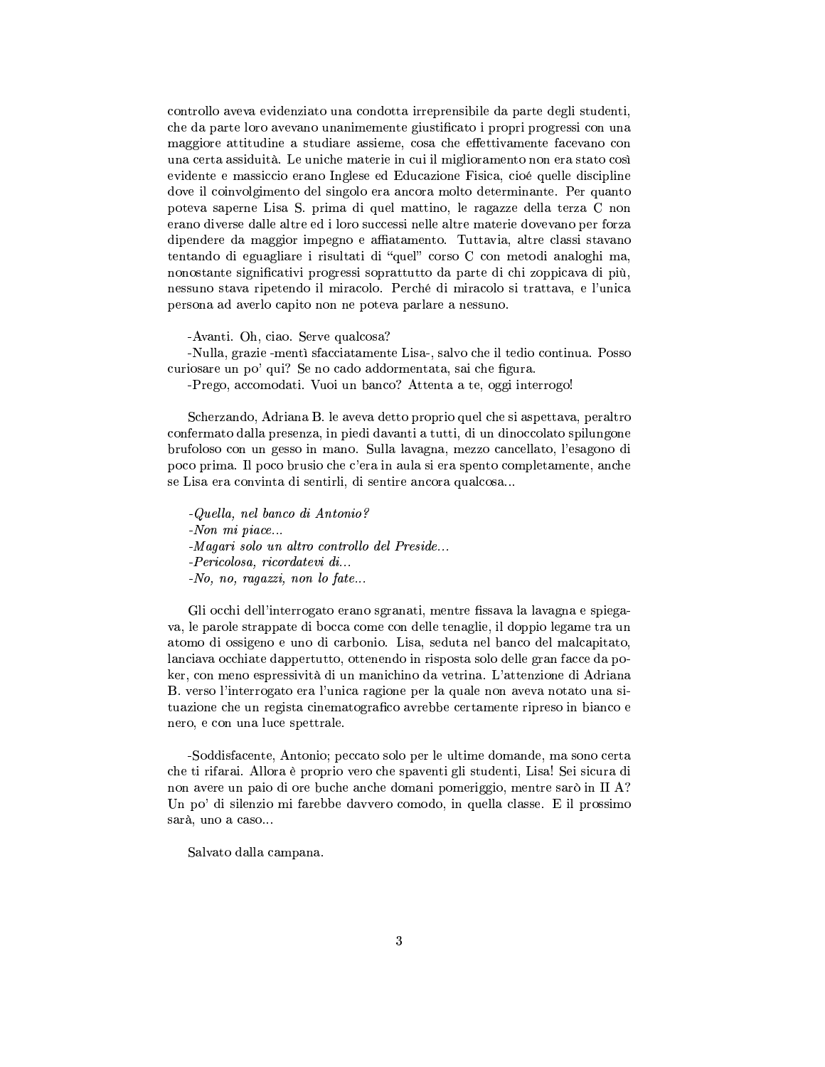controllo aveva evidenziato una condotta irreprensibile da parte degli studenti, che da parte loro avevano unanimemente giustificato i propri progressi con una maggiore attitudine a studiare assieme, cosa che effettivamente facevano con una certa assiduità. Le uniche materie in cui il miglioramento non era stato così evidente e massiccio erano Inglese ed Educazione Fisica, cioé quelle discipline dove il coinvolgimento del singolo era ancora molto determinante. Per quanto poteva saperne Lisa S. prima di quel mattino, le ragazze della terza C non erano diverse dalle altre ed i loro successi nelle altre materie dovevano per forza dipendere da maggior impegno e affiatamento. Tuttavia, altre classi stavano tentando di eguagliare i risultati di "quel" corso C con metodi analoghi ma, nonostante significativi progressi soprattutto da parte di chi zoppicava di più, nessuno stava ripetendo il miracolo. Perché di miracolo si trattava, e l'unica persona ad averlo capito non ne poteva parlare a nessuno.

-Avanti. Oh, ciao. Serve qualcosa?

-Nulla, grazie -mentì sfacciatamente Lisa-, salvo che il tedio continua. Posso curiosare un po' qui? Se no cado addormentata, sai che figura.

-Prego, accomodati. Vuoi un banco? Attenta a te, oggi interrogo!

Scherzando, Adriana B. le aveva detto proprio quel che si aspettava, peraltro confermato dalla presenza, in piedi davanti a tutti, di un dinoccolato spilungone brufoloso con un gesso in mano. Sulla lavagna, mezzo cancellato, l'esagono di poco prima. Il poco brusio che c'era in aula si era spento completamente, anche se Lisa era convinta di sentirli, di sentire ancora qualcosa...

*-Quella, nel banco di Antonio?*

*-Non mi piace...*

*-Magari solo un altro controllo del Preside...*

*-Pericolosa, ricordatevi di...*

*-No, no, ragazzi, non lo fate...*

Gli occhi dell'interrogato erano sgranati, mentre fissava la lavagna e spiegava, le parole strappate di bocca come con delle tenaglie, il doppio legame tra un atomo di ossigeno e uno di carbonio. Lisa, seduta nel banco del malcapitato, lanciava occhiate dappertutto, ottenendo in risposta solo delle gran facce da poker, con meno espressività di un manichino da vetrina. L'attenzione di Adriana B. verso l'interrogato era l'unica ragione per la quale non aveva notato una situazione che un regista cinematografico avrebbe certamente ripreso in bianco e nero, e con una luce spettrale.

-Soddisfacente, Antonio; peccato solo per le ultime domande, ma sono certa che ti rifarai. Allora è proprio vero che spaventi gli studenti, Lisa! Sei sicura di non avere un paio di ore buche anche domani pomeriggio, mentre sarò in II A? Un po' di silenzio mi farebbe davvero comodo, in quella classe. E il prossimo sarà, uno a caso...

Salvato dalla campana.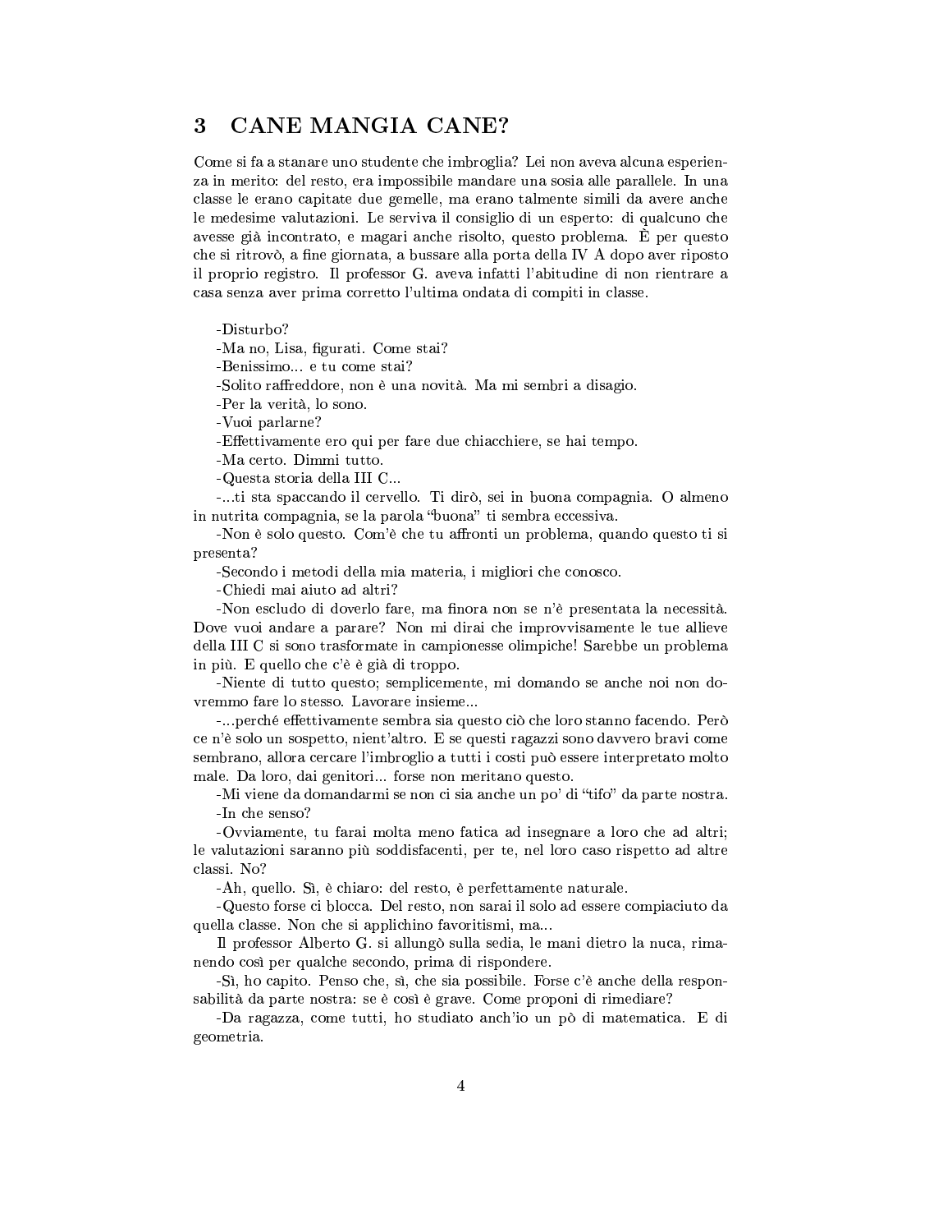## 3 CANE MANGIA CANE?

Come si fa a stanare uno studente che imbroglia? Lei non aveva alcuna esperienza in merito: del resto, era impossibile mandare una sosia alle parallele. In una classe le erano capitate due gemelle, ma erano talmente simili da avere anche le medesime valutazioni. Le serviva il consiglio di un esperto: di qualcuno che avesse già incontrato, e magari anche risolto, questo problema. È per questo che si ritrovò, a fine giornata, a bussare alla porta della IV A dopo aver riposto il proprio registro. Il professor G. aveva infatti l'abitudine di non rientrare a casa senza aver prima corretto l'ultima ondata di compiti in classe.

-Disturbo?

-Ma no, Lisa, figurati. Come stai?

-Benissimo... e tu come stai?

-Solito raffreddore, non è una novità. Ma mi sembri a disagio.

-Per la verità, lo sono.

-Vuoi parlarne?

-Effettivamente ero qui per fare due chiacchiere, se hai tempo.

-Ma certo. Dimmi tutto.

-Questa storia della III C...

-...ti sta spaccando il cervello. Ti dirò, sei in buona compagnia. O almeno in nutrita compagnia, se la parola "buona" ti sembra eccessiva.

-Non è solo questo. Com'è che tu affronti un problema, quando questo ti si presenta?

-Secondo i metodi della mia materia, i migliori che conosco.

-Chiedi mai aiuto ad altri?

-Non escludo di doverlo fare, ma finora non se n'è presentata la necessità. Dove vuoi andare a parare? Non mi dirai che improvvisamente le tue allieve della III C si sono trasformate in campionesse olimpiche! Sarebbe un problema in più. E quello che c'è è già di troppo.

-Niente di tutto questo; semplicemente, mi domando se anche noi non dovremmo fare lo stesso. Lavorare insieme...

-...perché effettivamente sembra sia questo ciò che loro stanno facendo. Però ce n'è solo un sospetto, nient'altro. E se questi ragazzi sono davvero bravi come sembrano, allora cercare l'imbroglio a tutti i costi può essere interpretato molto male. Da loro, dai genitori... forse non meritano questo.

-Mi viene da domandarmi se non ci sia anche un po' di "tifo" da parte nostra.

-In che senso?

-Ovviamente, tu farai molta meno fatica ad insegnare a loro che ad altri; le valutazioni saranno più soddisfacenti, per te, nel loro caso rispetto ad altre classi. No?

-Ah, quello. Sì, è chiaro: del resto, è perfettamente naturale.

-Questo forse ci blocca. Del resto, non sarai il solo ad essere compiaciuto da quella classe. Non che si applichino favoritismi, ma...

Il professor Alberto G. si allungò sulla sedia, le mani dietro la nuca, rimanendo così per qualche secondo, prima di rispondere.

-Sì, ho capito. Penso che, sì, che sia possibile. Forse c'è anche della responsabilità da parte nostra: se è così è grave. Come proponi di rimediare?

-Da ragazza, come tutti, ho studiato anch'io un pò di matematica. E di geometria.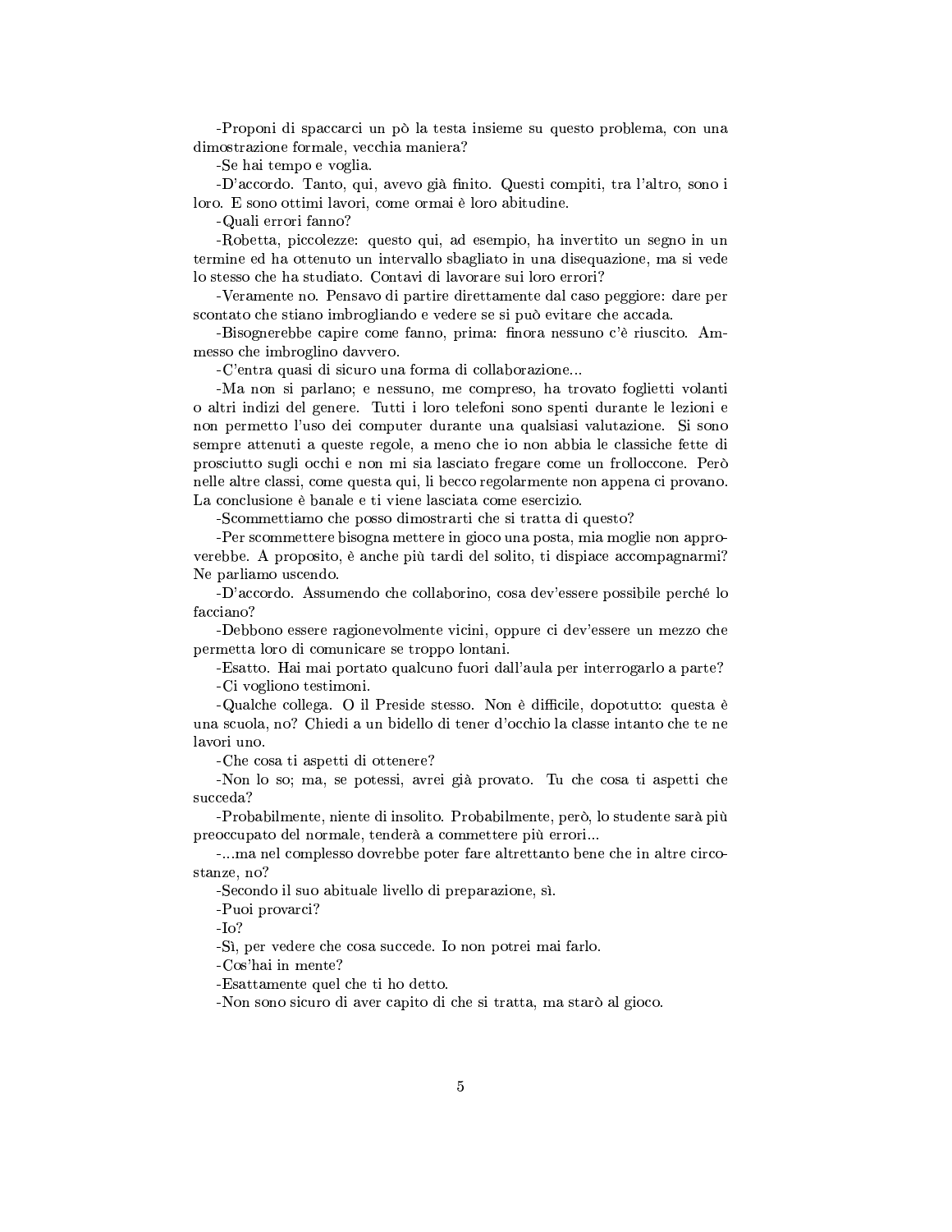-Proponi di spaccarci un pò la testa insieme su questo problema, con una dimostrazione formale, vecchia maniera?

-Se hai tempo e voglia.

-D'accordo. Tanto, qui, avevo già finito. Questi compiti, tra l'altro, sono i loro. E sono ottimi lavori, come ormai è loro abitudine.

-Quali errori fanno?

-Robetta, piccolezze: questo qui, ad esempio, ha invertito un segno in un termine ed ha ottenuto un intervallo sbagliato in una disequazione, ma si vede lo stesso che ha studiato. Contavi di lavorare sui loro errori?

-Veramente no. Pensavo di partire direttamente dal caso peggiore: dare per scontato che stiano imbrogliando e vedere se si può evitare che accada.

-Bisognerebbe capire come fanno, prima: finora nessuno c'è riuscito. Ammesso che imbroglino davvero.

-C'entra quasi di sicuro una forma di collaborazione...

-Ma non si parlano; e nessuno, me compreso, ha trovato foglietti volanti o altri indizi del genere. Tutti i loro telefoni sono spenti durante le lezioni e non permetto l'uso dei computer durante una qualsiasi valutazione. Si sono sempre attenuti a queste regole, a meno che io non abbia le classiche fette di prosciutto sugli occhi e non mi sia lasciato fregare come un frolloccone. Però nelle altre classi, come questa qui, li becco regolarmente non appena ci provano. La conclusione è banale e ti viene lasciata come esercizio.

-Scommettiamo che posso dimostrarti che si tratta di questo?

-Per scommettere bisogna mettere in gioco una posta, mia moglie non approverebbe. A proposito, è anche più tardi del solito, ti dispiace accompagnarmi? Ne parliamo uscendo.

-D'accordo. Assumendo che collaborino, cosa dev'essere possibile perché lo facciano?

-Debbono essere ragionevolmente vicini, oppure ci dev'essere un mezzo che permetta loro di comunicare se troppo lontani.

-Esatto. Hai mai portato qualcuno fuori dall'aula per interrogarlo a parte?

-Ci vogliono testimoni.

-Qualche collega. O il Preside stesso. Non è difficile, dopotutto: questa è una scuola, no? Chiedi a un bidello di tener d'occhio la classe intanto che te ne lavori uno.

-Che cosa ti aspetti di ottenere?

-Non lo so; ma, se potessi, avrei già provato. Tu che cosa ti aspetti che succeda?

-Probabilmente, niente di insolito. Probabilmente, però, lo studente sarà più preoccupato del normale, tenderà a commettere più errori...

-...ma nel complesso dovrebbe poter fare altrettanto bene che in altre circostanze, no?

-Secondo il suo abituale livello di preparazione, sì.

-Puoi provarci?

-Io?

-Sì, per vedere che cosa succede. Io non potrei mai farlo.

-Cos'hai in mente?

-Esattamente quel che ti ho detto.

-Non sono sicuro di aver capito di che si tratta, ma starò al gioco.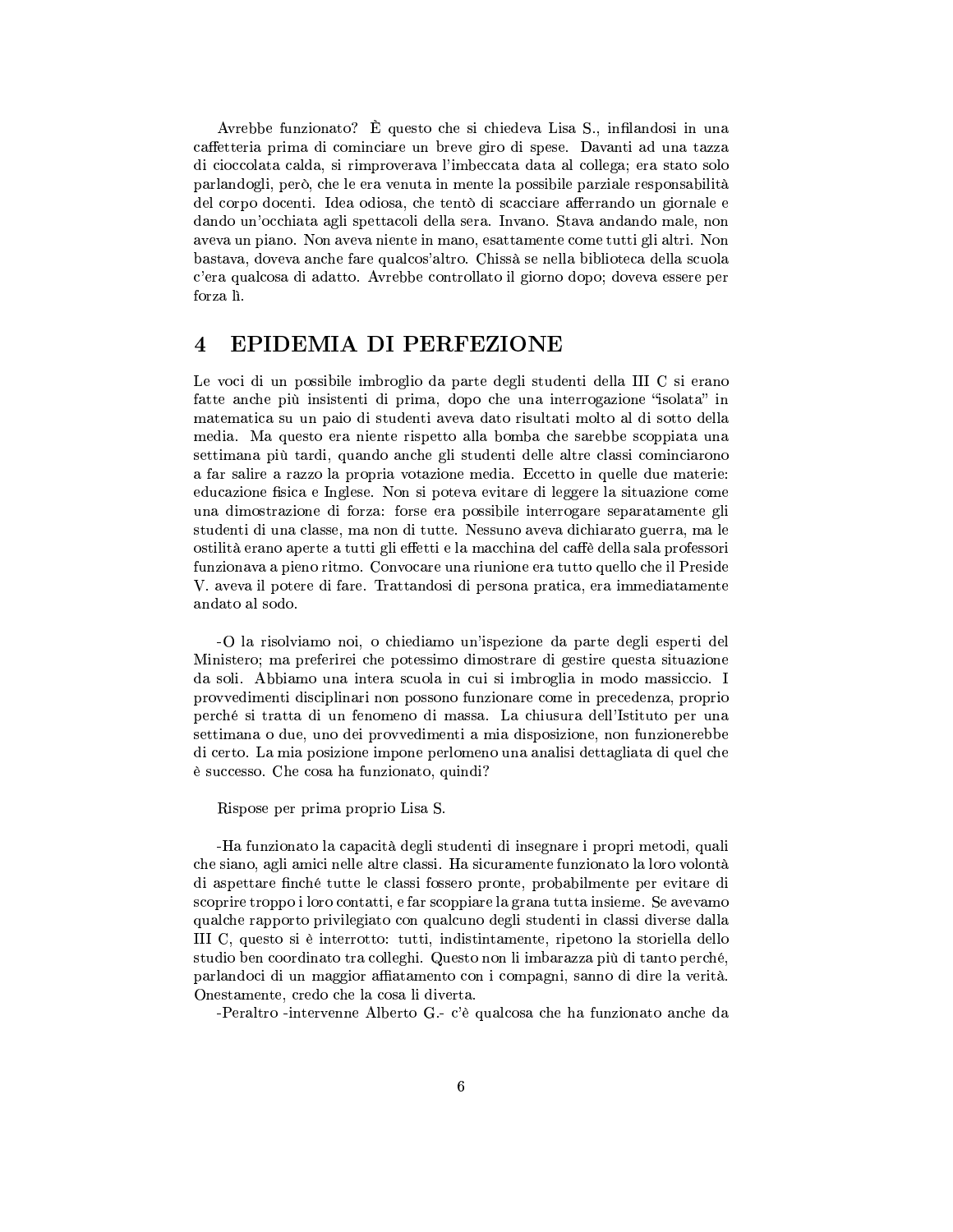Avrebbe funzionato? È questo che si chiedeva Lisa S., infilandosi in una caffetteria prima di cominciare un breve giro di spese. Davanti ad una tazza di cioccolata calda, si rimproverava l'imbeccata data al collega; era stato solo parlandogli, però, che le era venuta in mente la possibile parziale responsabilità del corpo docenti. Idea odiosa, che tentò di scacciare afferrando un giornale e dando un'occhiata agli spettacoli della sera. Invano. Stava andando male, non aveva un piano. Non aveva niente in mano, esattamente come tutti gli altri. Non bastava, doveva anche fare qualcos'altro. Chissà se nella biblioteca della scuola c'era qualcosa di adatto. Avrebbe controllato il giorno dopo; doveva essere per forza lì.

## 4 EPIDEMIA DI PERFEZIONE

Le voci di un possibile imbroglio da parte degli studenti della III C si erano fatte anche più insistenti di prima, dopo che una interrogazione "isolata" in matematica su un paio di studenti aveva dato risultati molto al di sotto della media. Ma questo era niente rispetto alla bomba che sarebbe scoppiata una settimana più tardi, quando anche gli studenti delle altre classi cominciarono a far salire a razzo la propria votazione media. Eccetto in quelle due materie: educazione fisica e Inglese. Non si poteva evitare di leggere la situazione come una dimostrazione di forza: forse era possibile interrogare separatamente gli studenti di una classe, ma non di tutte. Nessuno aveva dichiarato guerra, ma le ostilità erano aperte a tutti gli effetti e la macchina del caffè della sala professori funzionava a pieno ritmo. Convocare una riunione era tutto quello che il Preside V. aveva il potere di fare. Trattandosi di persona pratica, era immediatamente andato al sodo.

-O la risolviamo noi, o chiediamo un'ispezione da parte degli esperti del Ministero; ma preferirei che potessimo dimostrare di gestire questa situazione da soli. Abbiamo una intera scuola in cui si imbroglia in modo massiccio. I provvedimenti disciplinari non possono funzionare come in precedenza, proprio perché si tratta di un fenomeno di massa. La chiusura dell'Istituto per una settimana o due, uno dei provvedimenti a mia disposizione, non funzionerebbe di certo. La mia posizione impone perlomeno una analisi dettagliata di quel che è successo. Che cosa ha funzionato, quindi?

Rispose per prima proprio Lisa S.

-Ha funzionato la capacità degli studenti di insegnare i propri metodi, quali che siano, agli amici nelle altre classi. Ha sicuramente funzionato la loro volontà di aspettare finché tutte le classi fossero pronte, probabilmente per evitare di scoprire troppo i loro contatti, e far scoppiare la grana tutta insieme. Se avevamo qualche rapporto privilegiato con qualcuno degli studenti in classi diverse dalla III C, questo si è interrotto: tutti, indistintamente, ripetono la storiella dello studio ben coordinato tra colleghi. Questo non li imbarazza più di tanto perché, parlandoci di un maggior affiatamento con i compagni, sanno di dire la verità. Onestamente, credo che la cosa li diverta.

-Peraltro -intervenne Alberto G.- c'è qualcosa che ha funzionato anche da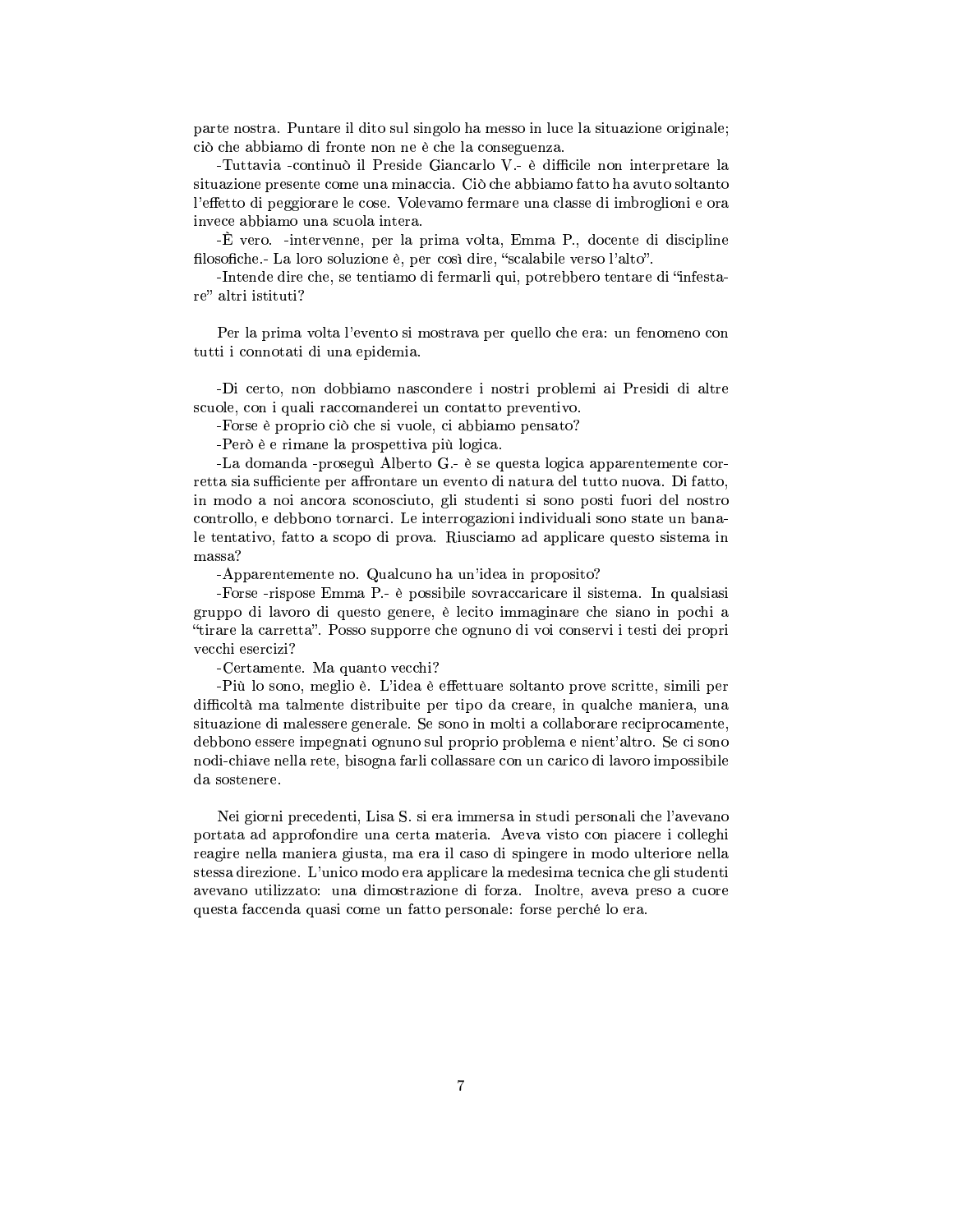parte nostra. Puntare il dito sul singolo ha messo in luce la situazione originale; ciò che abbiamo di fronte non ne è che la conseguenza.

-Tuttavia -continuò il Preside Giancarlo V.- è difficile non interpretare la situazione presente come una minaccia. Ciò che abbiamo fatto ha avuto soltanto l'effetto di peggiorare le cose. Volevamo fermare una classe di imbroglioni e ora invece abbiamo una scuola intera.

-È vero. -intervenne, per la prima volta, Emma P., docente di discipline filosofiche.- La loro soluzione è, per così dire, "scalabile verso l'alto".

-Intende dire che, se tentiamo di fermarli qui, potrebbero tentare di "infestare" altri istituti?

Per la prima volta l'evento si mostrava per quello che era: un fenomeno con tutti i connotati di una epidemia.

-Di certo, non dobbiamo nascondere i nostri problemi ai Presidi di altre scuole, con i quali raccomanderei un contatto preventivo.

-Forse è proprio ciò che si vuole, ci abbiamo pensato?

-Però è e rimane la prospettiva più logica.

-La domanda -proseguì Alberto G.- è se questa logica apparentemente corretta sia sufficiente per affrontare un evento di natura del tutto nuova. Di fatto, in modo a noi ancora sconosciuto, gli studenti si sono posti fuori del nostro controllo, e debbono tornarci. Le interrogazioni individuali sono state un banale tentativo, fatto a scopo di prova. Riusciamo ad applicare questo sistema in massa?

-Apparentemente no. Qualcuno ha un'idea in proposito?

-Forse -rispose Emma P.- è possibile sovraccaricare il sistema. In qualsiasi gruppo di lavoro di questo genere, è lecito immaginare che siano in pochi a "tirare la carretta". Posso supporre che ognuno di voi conservi i testi dei propri vecchi esercizi?

-Certamente. Ma quanto vecchi?

-Più lo sono, meglio è. L'idea è effettuare soltanto prove scritte, simili per difficoltà ma talmente distribuite per tipo da creare, in qualche maniera, una situazione di malessere generale. Se sono in molti a collaborare reciprocamente, debbono essere impegnati ognuno sul proprio problema e nient'altro. Se ci sono nodi-chiave nella rete, bisogna farli collassare con un carico di lavoro impossibile da sostenere.

Nei giorni precedenti, Lisa S. si era immersa in studi personali che l'avevano portata ad approfondire una certa materia. Aveva visto con piacere i colleghi reagire nella maniera giusta, ma era il caso di spingere in modo ulteriore nella stessa direzione. L'unico modo era applicare la medesima tecnica che gli studenti avevano utilizzato: una dimostrazione di forza. Inoltre, aveva preso a cuore questa faccenda quasi come un fatto personale: forse perché lo era.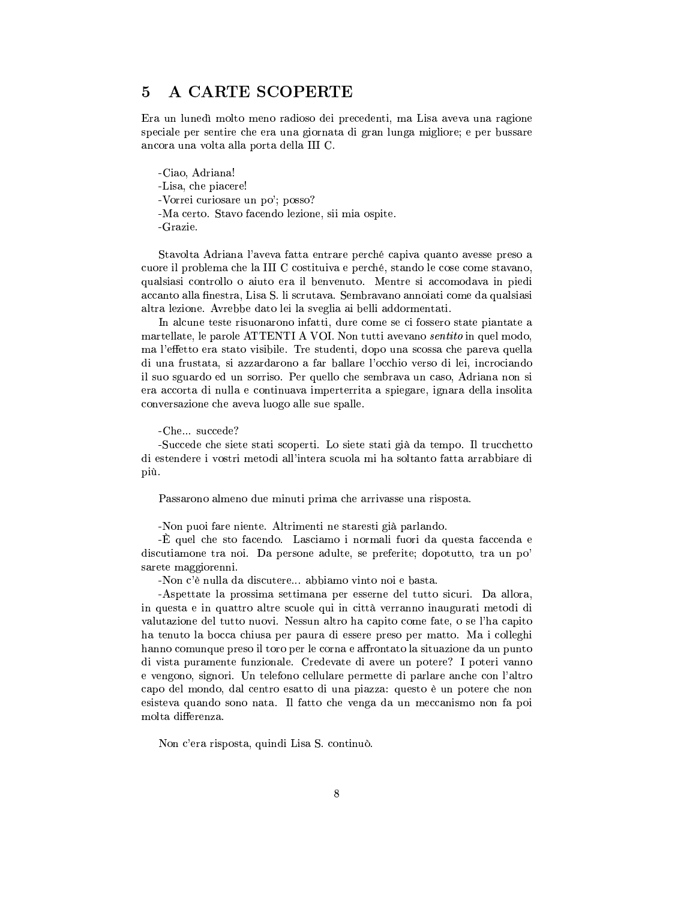## 5 A CARTE SCOPERTE

Era un lunedì molto meno radioso dei precedenti, ma Lisa aveva una ragione speciale per sentire che era una giornata di gran lunga migliore; e per bussare ancora una volta alla porta della III C.

-Ciao, Adriana!
-Lisa, che piacere!
-Vorrei curiosare un po'; posso?
-Ma certo. Stavo facendo lezione, sii mia ospite.
-Grazie.

Stavolta Adriana l'aveva fatta entrare perché capiva quanto avesse preso a cuore il problema che la III C costituiva e perché, stando le cose come stavano, qualsiasi controllo o aiuto era il benvenuto. Mentre si accomodava in piedi accanto alla finestra, Lisa S. li scrutava. Sembravano annoiati come da qualsiasi altra lezione. Avrebbe dato lei la sveglia ai belli addormentati.

In alcune teste risuonarono infatti, dure come se ci fossero state piantate a martellate, le parole ATTENTI A VOI. Non tutti avevano *sentito* in quel modo, ma l'effetto era stato visibile. Tre studenti, dopo una scossa che pareva quella di una frustata, si azzardarono a far ballare l'occhio verso di lei, incrociando il suo sguardo ed un sorriso. Per quello che sembrava un caso, Adriana non si era accorta di nulla e continuava imperterrita a spiegare, ignara della insolita conversazione che aveva luogo alle sue spalle.

-Che... succede?
-Succede che siete stati scoperti. Lo siete stati già da tempo. Il trucchetto di estendere i vostri metodi all'intera scuola mi ha soltanto fatta arrabbiare di più.

Passarono almeno due minuti prima che arrivasse una risposta.

-Non puoi fare niente. Altrimenti ne staresti già parlando.
-È quel che sto facendo. Lasciamo i normali fuori da questa faccenda e discutiamone tra noi. Da persone adulte, se preferite; dopotutto, tra un po' sarete maggiorenni.
-Non c'è nulla da discutere... abbiamo vinto noi e basta.
-Aspettate la prossima settimana per esserne del tutto sicuri. Da allora, in questa e in quattro altre scuole qui in città verranno inaugurati metodi di valutazione del tutto nuovi. Nessun altro ha capito come fate, o se l'ha capito ha tenuto la bocca chiusa per paura di essere preso per matto. Ma i colleghi hanno comunque preso il toro per le corna e affrontato la situazione da un punto di vista puramente funzionale. Credevate di avere un potere? I poteri vanno e vengono, signori. Un telefono cellulare permette di parlare anche con l'altro capo del mondo, dal centro esatto di una piazza: questo è un potere che non esisteva quando sono nata. Il fatto che venga da un meccanismo non fa poi molta differenza.

Non c'era risposta, quindi Lisa S. continuò.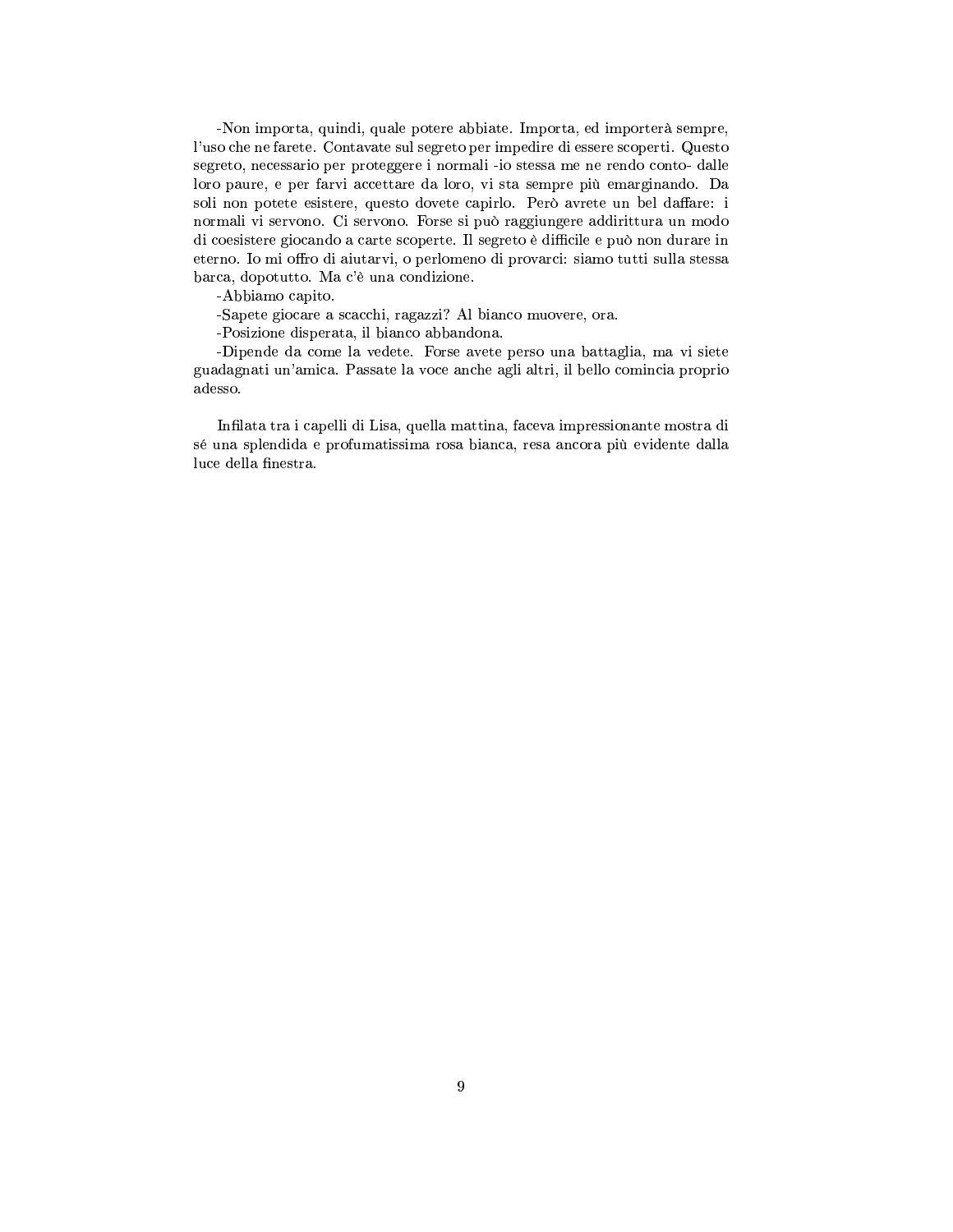-Non importa, quindi, quale potere abbiate. Importa, ed importerà sempre, l'uso che ne farete. Contavate sul segreto per impedire di essere scoperti. Questo segreto, necessario per proteggere i normali -io stessa me ne rendo conto- dalle loro paure, e per farvi accettare da loro, vi sta sempre più emarginando. Da soli non potete esistere, questo dovete capirlo. Però avrete un bel daffare: i normali vi servono. Ci servono. Forse si può raggiungere addirittura un modo di coesistere giocando a carte scoperte. Il segreto è difficile e può non durare in eterno. Io mi offro di aiutarvi, o perlomeno di provarci: siamo tutti sulla stessa barca, dopotutto. Ma c'è una condizione.

-Abbiamo capito.

-Sapete giocare a scacchi, ragazzi? Al bianco muovere, ora.

-Posizione disperata, il bianco abbandona.

-Dipende da come la vedete. Forse avete perso una battaglia, ma vi siete guadagnati un'amica. Passate la voce anche agli altri, il bello comincia proprio adesso.

Infilata tra i capelli di Lisa, quella mattina, faceva impressionante mostra di sé una splendida e profumatissima rosa bianca, resa ancora più evidente dalla luce della finestra.